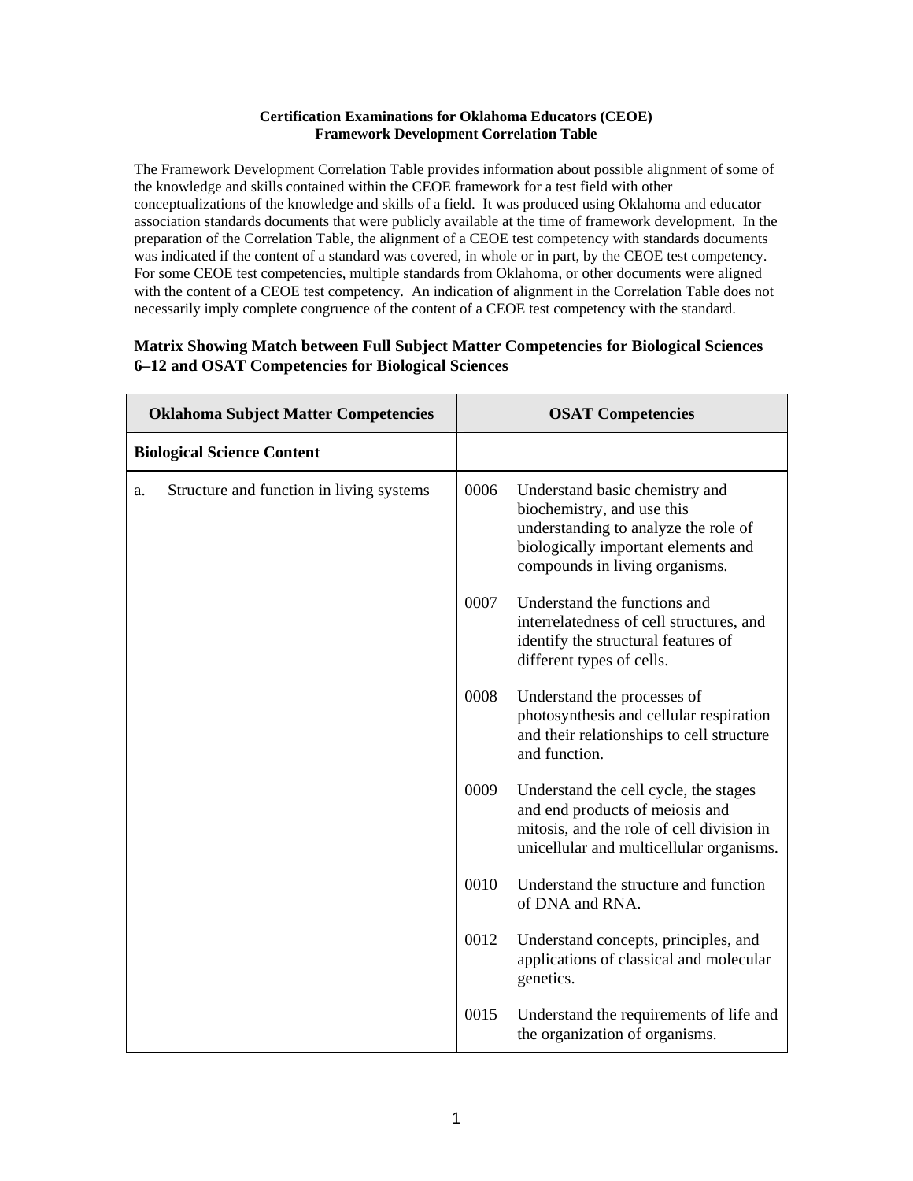**Certification Examinations for Oklahoma Educators (CEOE)**
**Framework Development Correlation Table**

The Framework Development Correlation Table provides information about possible alignment of some of the knowledge and skills contained within the CEOE framework for a test field with other conceptualizations of the knowledge and skills of a field. It was produced using Oklahoma and educator association standards documents that were publicly available at the time of framework development. In the preparation of the Correlation Table, the alignment of a CEOE test competency with standards documents was indicated if the content of a standard was covered, in whole or in part, by the CEOE test competency. For some CEOE test competencies, multiple standards from Oklahoma, or other documents were aligned with the content of a CEOE test competency. An indication of alignment in the Correlation Table does not necessarily imply complete congruence of the content of a CEOE test competency with the standard.

### Matrix Showing Match between Full Subject Matter Competencies for Biological Sciences 6–12 and OSAT Competencies for Biological Sciences

| Oklahoma Subject Matter Competencies | OSAT Competencies |
|---|---|
| **Biological Science Content** | |
| a. Structure and function in living systems | 0006 Understand basic chemistry and biochemistry, and use this understanding to analyze the role of biologically important elements and compounds in living organisms. |
| | 0007 Understand the functions and interrelatedness of cell structures, and identify the structural features of different types of cells. |
| | 0008 Understand the processes of photosynthesis and cellular respiration and their relationships to cell structure and function. |
| | 0009 Understand the cell cycle, the stages and end products of meiosis and mitosis, and the role of cell division in unicellular and multicellular organisms. |
| | 0010 Understand the structure and function of DNA and RNA. |
| | 0012 Understand concepts, principles, and applications of classical and molecular genetics. |
| | 0015 Understand the requirements of life and the organization of organisms. |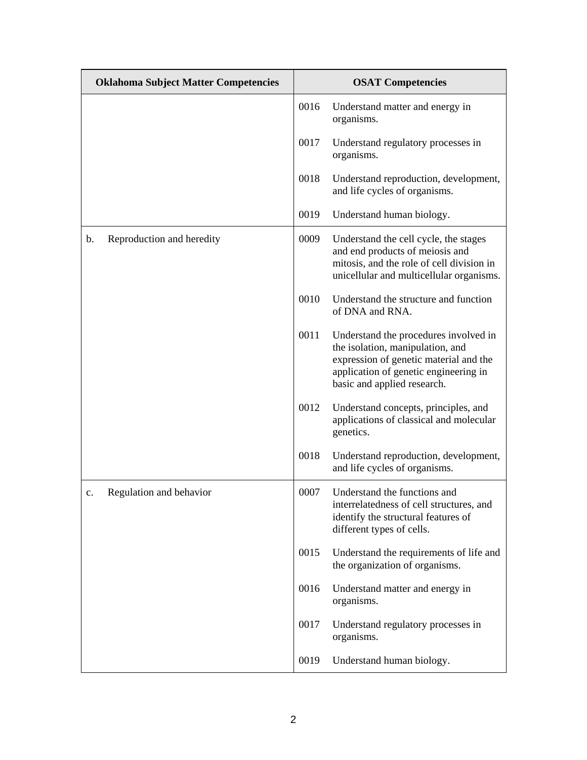| Oklahoma Subject Matter Competencies | OSAT Competencies |
| --- | --- |
| | 0016 Understand matter and energy in organisms. |
| | 0017 Understand regulatory processes in organisms. |
| | 0018 Understand reproduction, development, and life cycles of organisms. |
| | 0019 Understand human biology. |
| b. Reproduction and heredity | 0009 Understand the cell cycle, the stages and end products of meiosis and mitosis, and the role of cell division in unicellular and multicellular organisms. |
| | 0010 Understand the structure and function of DNA and RNA. |
| | 0011 Understand the procedures involved in the isolation, manipulation, and expression of genetic material and the application of genetic engineering in basic and applied research. |
| | 0012 Understand concepts, principles, and applications of classical and molecular genetics. |
| | 0018 Understand reproduction, development, and life cycles of organisms. |
| c. Regulation and behavior | 0007 Understand the functions and interrelatedness of cell structures, and identify the structural features of different types of cells. |
| | 0015 Understand the requirements of life and the organization of organisms. |
| | 0016 Understand matter and energy in organisms. |
| | 0017 Understand regulatory processes in organisms. |
| | 0019 Understand human biology. |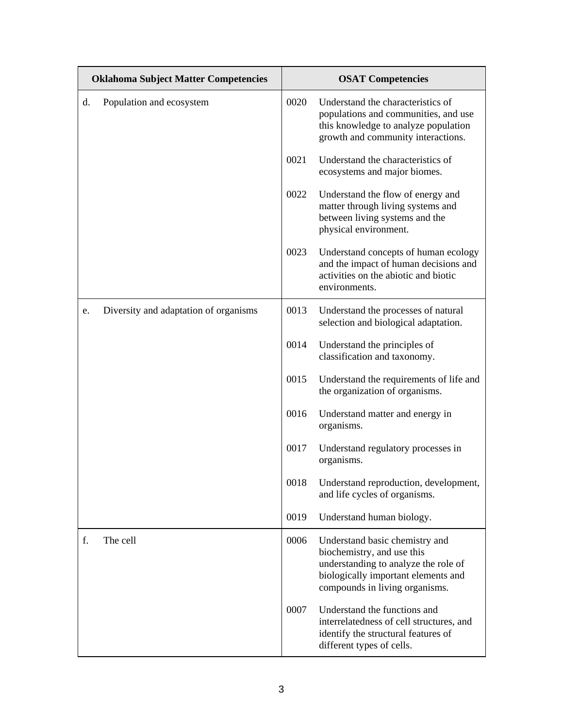| Oklahoma Subject Matter Competencies | OSAT Competencies |
|---|---|
| d. Population and ecosystem | 0020 Understand the characteristics of populations and communities, and use this knowledge to analyze population growth and community interactions. |
| | 0021 Understand the characteristics of ecosystems and major biomes. |
| | 0022 Understand the flow of energy and matter through living systems and between living systems and the physical environment. |
| | 0023 Understand concepts of human ecology and the impact of human decisions and activities on the abiotic and biotic environments. |
| e. Diversity and adaptation of organisms | 0013 Understand the processes of natural selection and biological adaptation. |
| | 0014 Understand the principles of classification and taxonomy. |
| | 0015 Understand the requirements of life and the organization of organisms. |
| | 0016 Understand matter and energy in organisms. |
| | 0017 Understand regulatory processes in organisms. |
| | 0018 Understand reproduction, development, and life cycles of organisms. |
| | 0019 Understand human biology. |
| f. The cell | 0006 Understand basic chemistry and biochemistry, and use this understanding to analyze the role of biologically important elements and compounds in living organisms. |
| | 0007 Understand the functions and interrelatedness of cell structures, and identify the structural features of different types of cells. |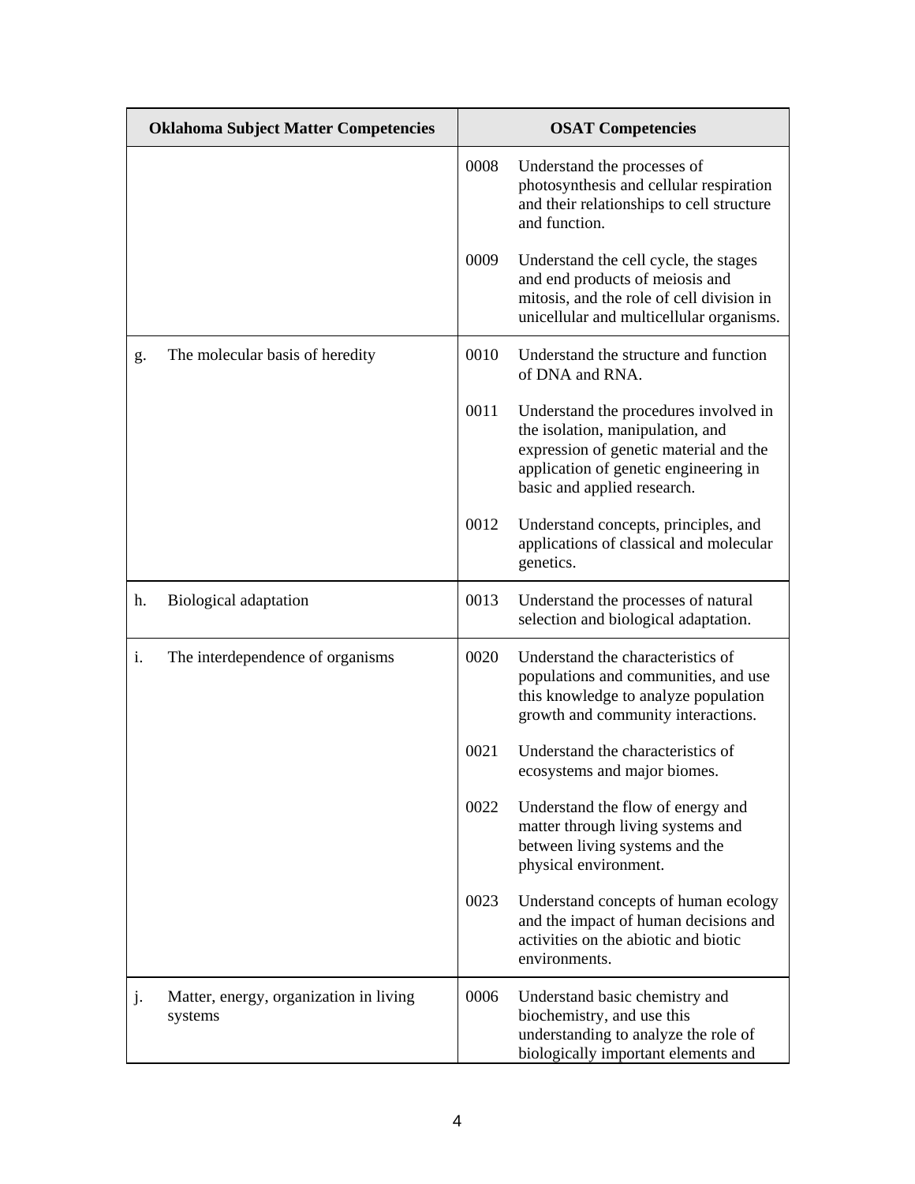| Oklahoma Subject Matter Competencies | OSAT Competencies |
|---|---|
| | 0008 Understand the processes of photosynthesis and cellular respiration and their relationships to cell structure and function. |
| | 0009 Understand the cell cycle, the stages and end products of meiosis and mitosis, and the role of cell division in unicellular and multicellular organisms. |
| g. The molecular basis of heredity | 0010 Understand the structure and function of DNA and RNA. |
| | 0011 Understand the procedures involved in the isolation, manipulation, and expression of genetic material and the application of genetic engineering in basic and applied research. |
| | 0012 Understand concepts, principles, and applications of classical and molecular genetics. |
| h. Biological adaptation | 0013 Understand the processes of natural selection and biological adaptation. |
| i. The interdependence of organisms | 0020 Understand the characteristics of populations and communities, and use this knowledge to analyze population growth and community interactions. |
| | 0021 Understand the characteristics of ecosystems and major biomes. |
| | 0022 Understand the flow of energy and matter through living systems and between living systems and the physical environment. |
| | 0023 Understand concepts of human ecology and the impact of human decisions and activities on the abiotic and biotic environments. |
| j. Matter, energy, organization in living systems | 0006 Understand basic chemistry and biochemistry, and use this understanding to analyze the role of biologically important elements and |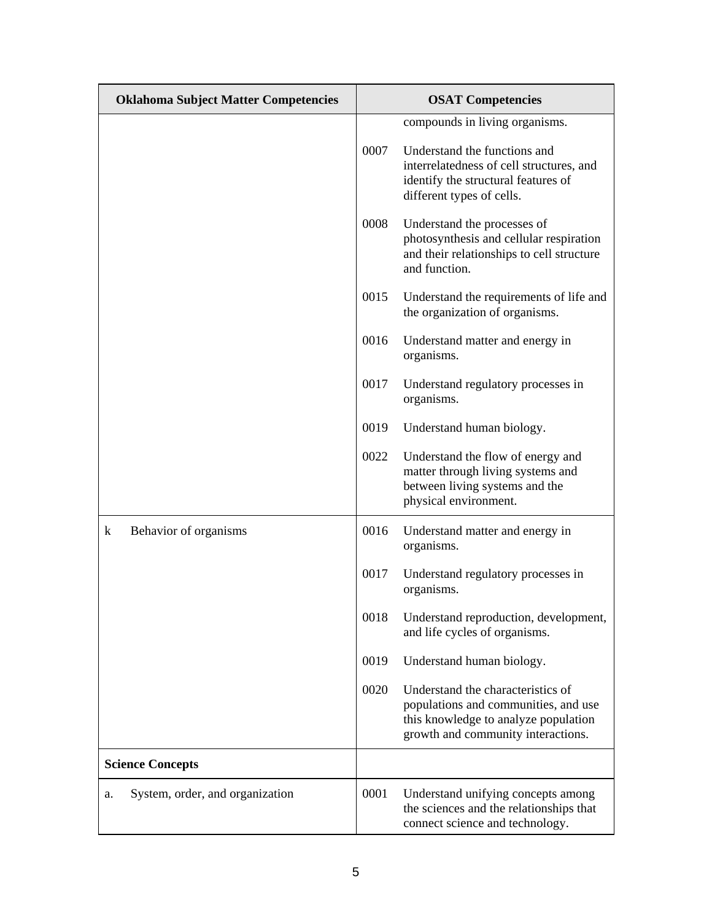| Oklahoma Subject Matter Competencies | OSAT Competencies |
| --- | --- |
| | compounds in living organisms. |
| | 0007 Understand the functions and interrelatedness of cell structures, and identify the structural features of different types of cells. |
| | 0008 Understand the processes of photosynthesis and cellular respiration and their relationships to cell structure and function. |
| | 0015 Understand the requirements of life and the organization of organisms. |
| | 0016 Understand matter and energy in organisms. |
| | 0017 Understand regulatory processes in organisms. |
| | 0019 Understand human biology. |
| | 0022 Understand the flow of energy and matter through living systems and between living systems and the physical environment. |
| k Behavior of organisms | 0016 Understand matter and energy in organisms. |
| | 0017 Understand regulatory processes in organisms. |
| | 0018 Understand reproduction, development, and life cycles of organisms. |
| | 0019 Understand human biology. |
| | 0020 Understand the characteristics of populations and communities, and use this knowledge to analyze population growth and community interactions. |
| **Science Concepts** | |
| a. System, order, and organization | 0001 Understand unifying concepts among the sciences and the relationships that connect science and technology. |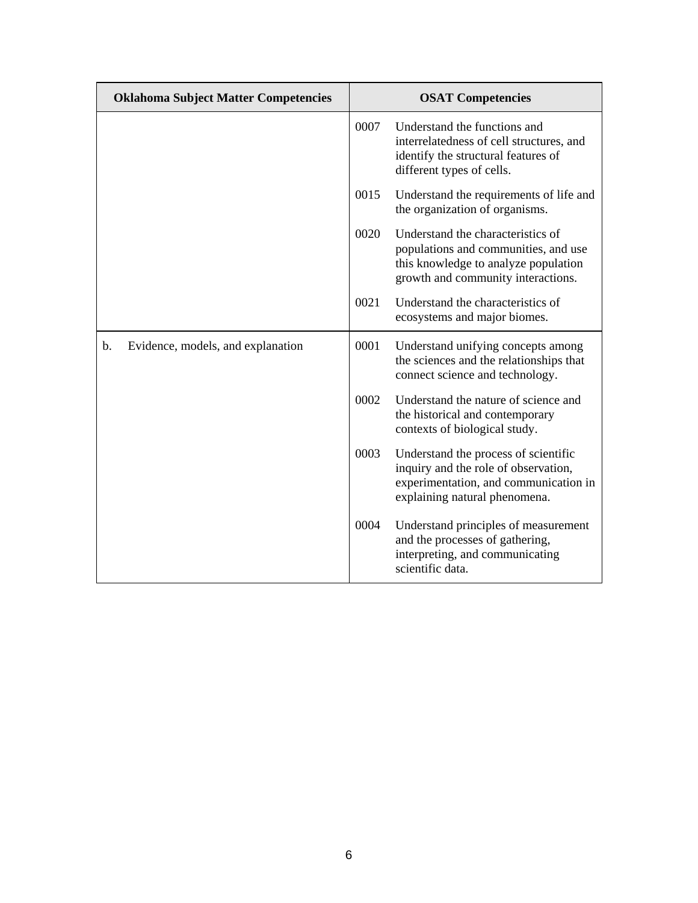| Oklahoma Subject Matter Competencies | OSAT Competencies | |
|---|---|---|
| | 0007 | Understand the functions and interrelatedness of cell structures, and identify the structural features of different types of cells. |
| | 0015 | Understand the requirements of life and the organization of organisms. |
| | 0020 | Understand the characteristics of populations and communities, and use this knowledge to analyze population growth and community interactions. |
| | 0021 | Understand the characteristics of ecosystems and major biomes. |
| b. Evidence, models, and explanation | 0001 | Understand unifying concepts among the sciences and the relationships that connect science and technology. |
| | 0002 | Understand the nature of science and the historical and contemporary contexts of biological study. |
| | 0003 | Understand the process of scientific inquiry and the role of observation, experimentation, and communication in explaining natural phenomena. |
| | 0004 | Understand principles of measurement and the processes of gathering, interpreting, and communicating scientific data. |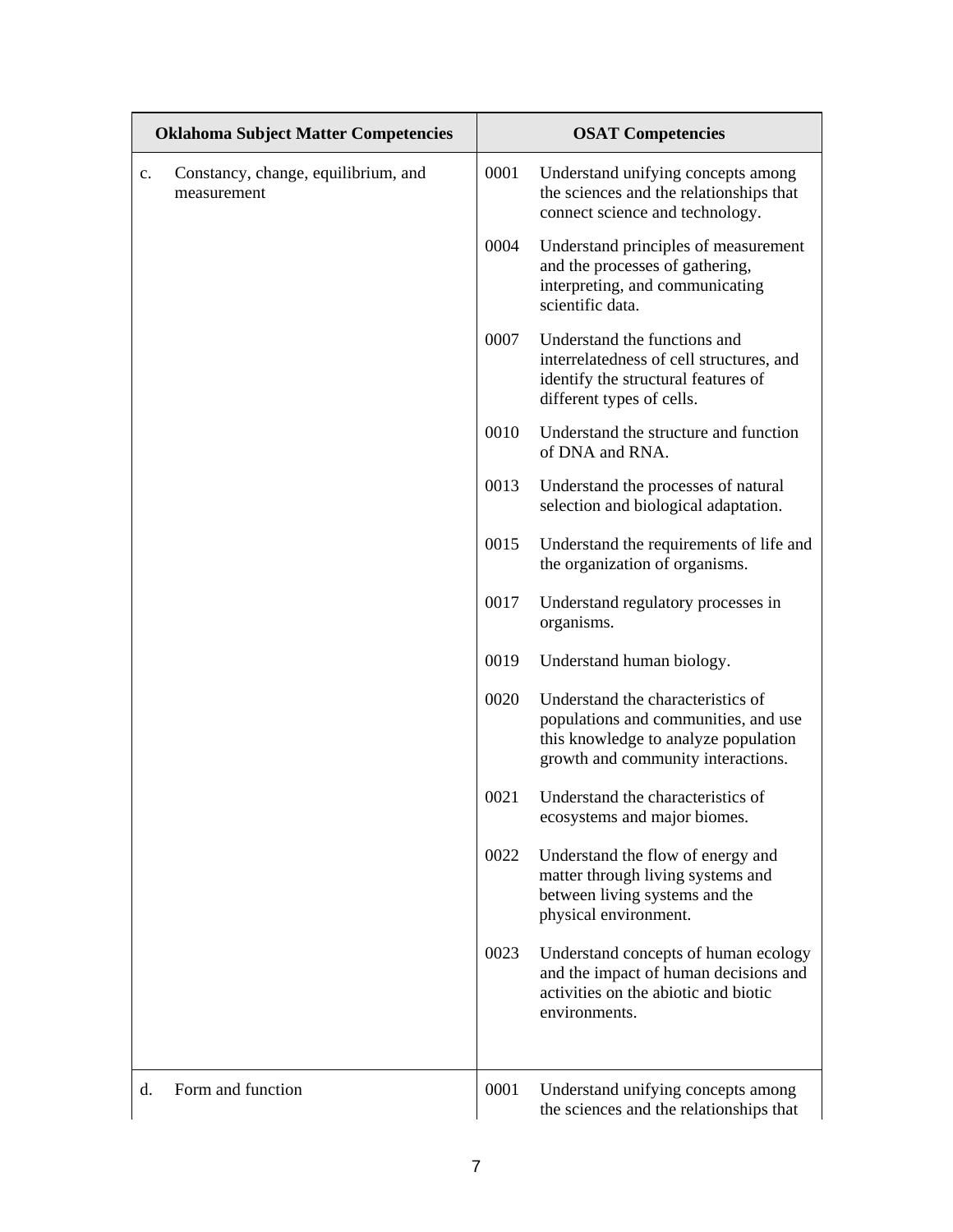| Oklahoma Subject Matter Competencies | OSAT Competencies |
|---|---|
| c. Constancy, change, equilibrium, and measurement | 0001 Understand unifying concepts among the sciences and the relationships that connect science and technology. |
| | 0004 Understand principles of measurement and the processes of gathering, interpreting, and communicating scientific data. |
| | 0007 Understand the functions and interrelatedness of cell structures, and identify the structural features of different types of cells. |
| | 0010 Understand the structure and function of DNA and RNA. |
| | 0013 Understand the processes of natural selection and biological adaptation. |
| | 0015 Understand the requirements of life and the organization of organisms. |
| | 0017 Understand regulatory processes in organisms. |
| | 0019 Understand human biology. |
| | 0020 Understand the characteristics of populations and communities, and use this knowledge to analyze population growth and community interactions. |
| | 0021 Understand the characteristics of ecosystems and major biomes. |
| | 0022 Understand the flow of energy and matter through living systems and between living systems and the physical environment. |
| | 0023 Understand concepts of human ecology and the impact of human decisions and activities on the abiotic and biotic environments. |
| d. Form and function | 0001 Understand unifying concepts among the sciences and the relationships that |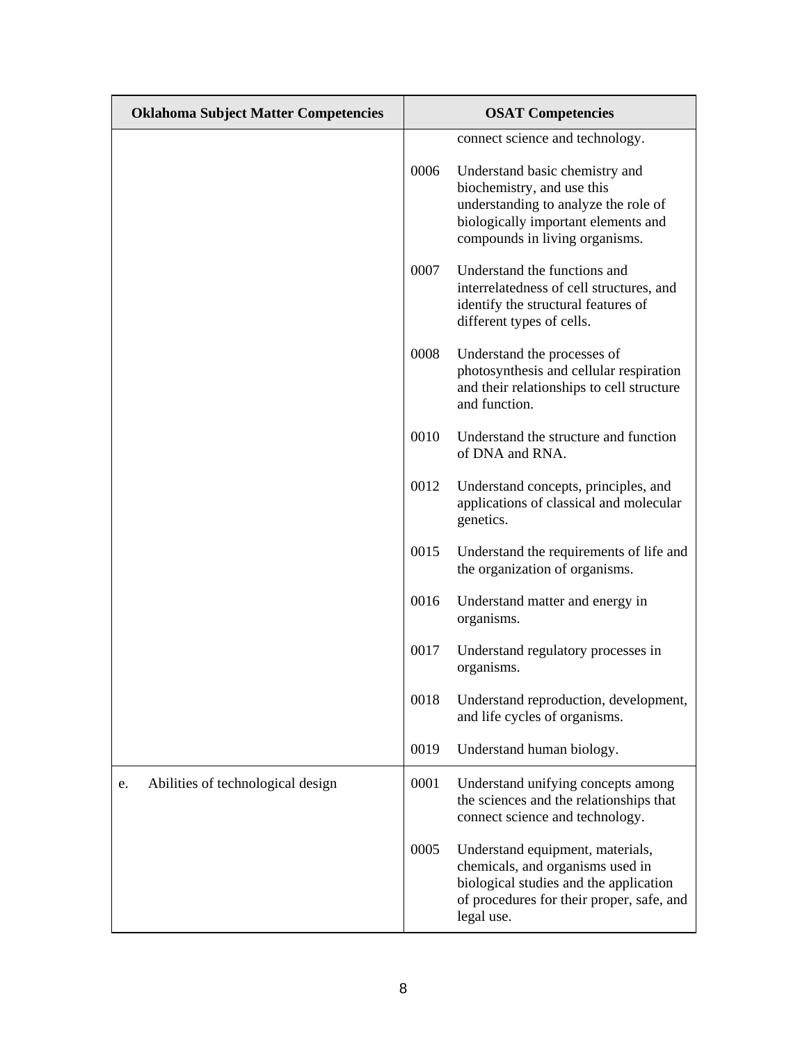| Oklahoma Subject Matter Competencies | OSAT Competencies |
|---|---|
| | connect science and technology.<br><br>0006 Understand basic chemistry and biochemistry, and use this understanding to analyze the role of biologically important elements and compounds in living organisms.<br><br>0007 Understand the functions and interrelatedness of cell structures, and identify the structural features of different types of cells.<br><br>0008 Understand the processes of photosynthesis and cellular respiration and their relationships to cell structure and function.<br><br>0010 Understand the structure and function of DNA and RNA.<br><br>0012 Understand concepts, principles, and applications of classical and molecular genetics.<br><br>0015 Understand the requirements of life and the organization of organisms.<br><br>0016 Understand matter and energy in organisms.<br><br>0017 Understand regulatory processes in organisms.<br><br>0018 Understand reproduction, development, and life cycles of organisms.<br><br>0019 Understand human biology. |
| e. Abilities of technological design | 0001 Understand unifying concepts among the sciences and the relationships that connect science and technology.<br><br>0005 Understand equipment, materials, chemicals, and organisms used in biological studies and the application of procedures for their proper, safe, and legal use. |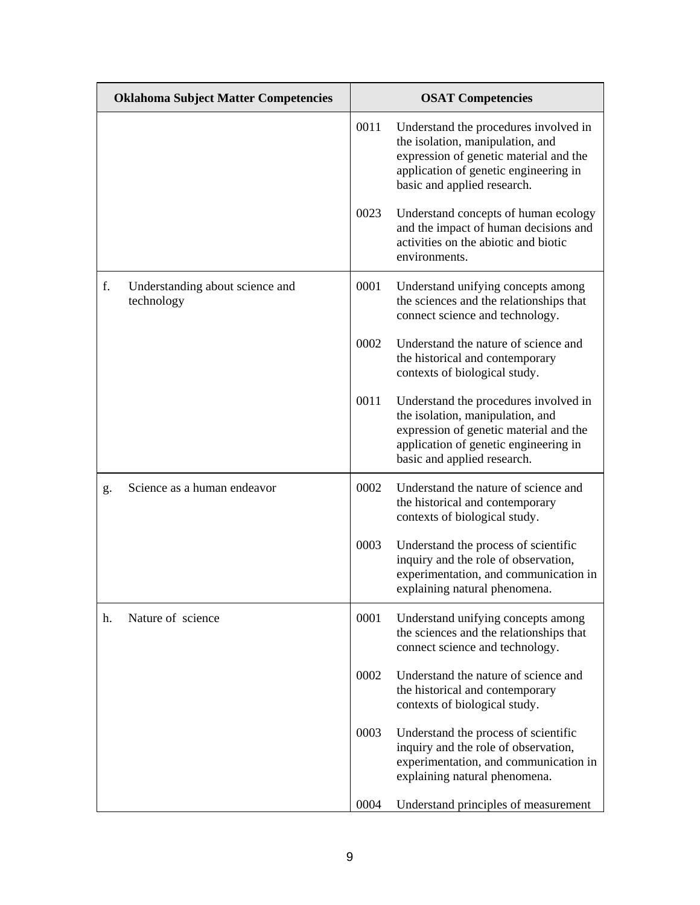| Oklahoma Subject Matter Competencies | OSAT Competencies |
|---|---|
| | 0011 Understand the procedures involved in the isolation, manipulation, and expression of genetic material and the application of genetic engineering in basic and applied research. |
| | 0023 Understand concepts of human ecology and the impact of human decisions and activities on the abiotic and biotic environments. |
| f. Understanding about science and technology | 0001 Understand unifying concepts among the sciences and the relationships that connect science and technology. |
| | 0002 Understand the nature of science and the historical and contemporary contexts of biological study. |
| | 0011 Understand the procedures involved in the isolation, manipulation, and expression of genetic material and the application of genetic engineering in basic and applied research. |
| g. Science as a human endeavor | 0002 Understand the nature of science and the historical and contemporary contexts of biological study. |
| | 0003 Understand the process of scientific inquiry and the role of observation, experimentation, and communication in explaining natural phenomena. |
| h. Nature of science | 0001 Understand unifying concepts among the sciences and the relationships that connect science and technology. |
| | 0002 Understand the nature of science and the historical and contemporary contexts of biological study. |
| | 0003 Understand the process of scientific inquiry and the role of observation, experimentation, and communication in explaining natural phenomena. |
| | 0004 Understand principles of measurement |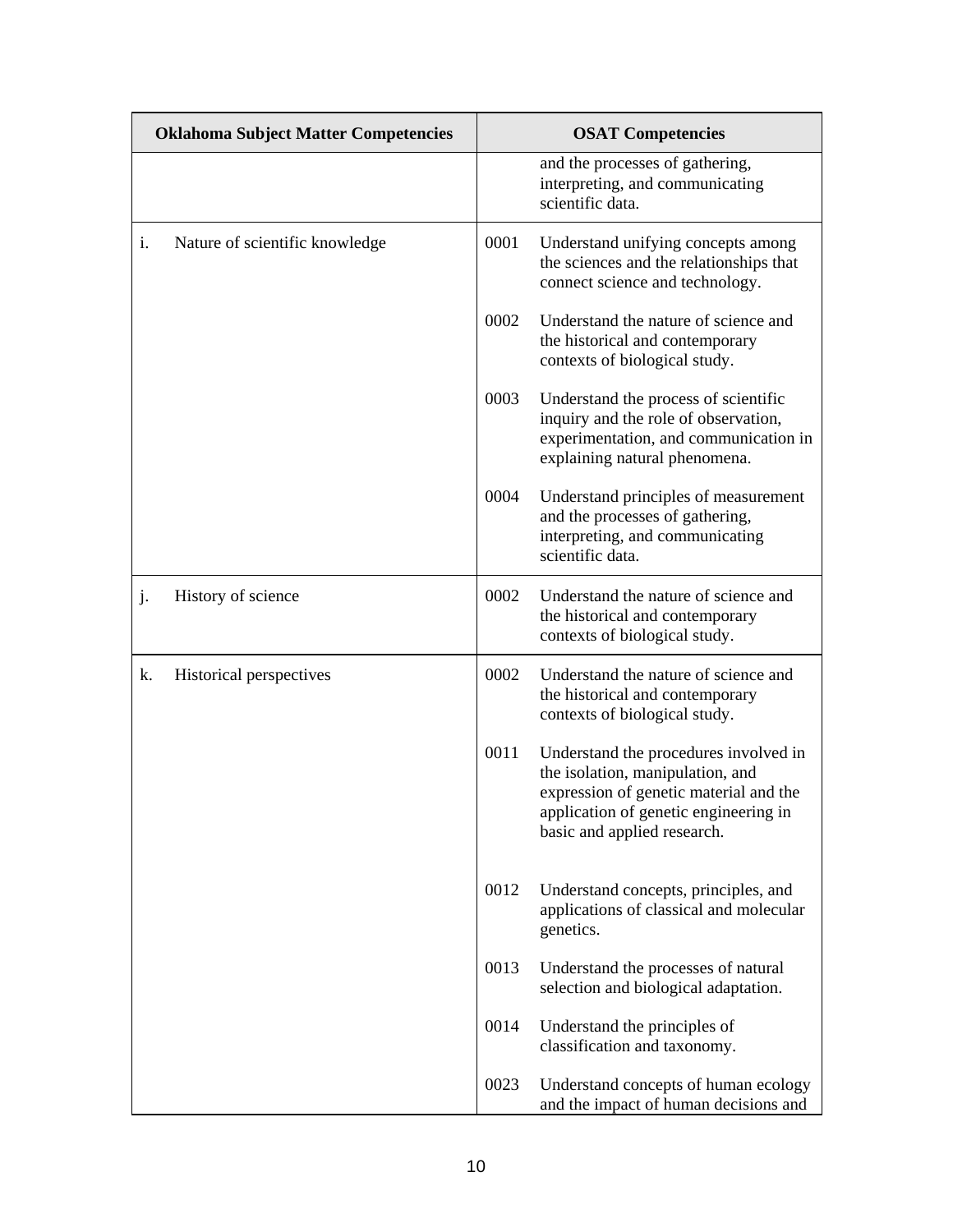| Oklahoma Subject Matter Competencies | OSAT Competencies |
|---|---|
| | and the processes of gathering, interpreting, and communicating scientific data. |
| i. Nature of scientific knowledge | 0001 Understand unifying concepts among the sciences and the relationships that connect science and technology. |
| | 0002 Understand the nature of science and the historical and contemporary contexts of biological study. |
| | 0003 Understand the process of scientific inquiry and the role of observation, experimentation, and communication in explaining natural phenomena. |
| | 0004 Understand principles of measurement and the processes of gathering, interpreting, and communicating scientific data. |
| j. History of science | 0002 Understand the nature of science and the historical and contemporary contexts of biological study. |
| k. Historical perspectives | 0002 Understand the nature of science and the historical and contemporary contexts of biological study. |
| | 0011 Understand the procedures involved in the isolation, manipulation, and expression of genetic material and the application of genetic engineering in basic and applied research. |
| | 0012 Understand concepts, principles, and applications of classical and molecular genetics. |
| | 0013 Understand the processes of natural selection and biological adaptation. |
| | 0014 Understand the principles of classification and taxonomy. |
| | 0023 Understand concepts of human ecology and the impact of human decisions and |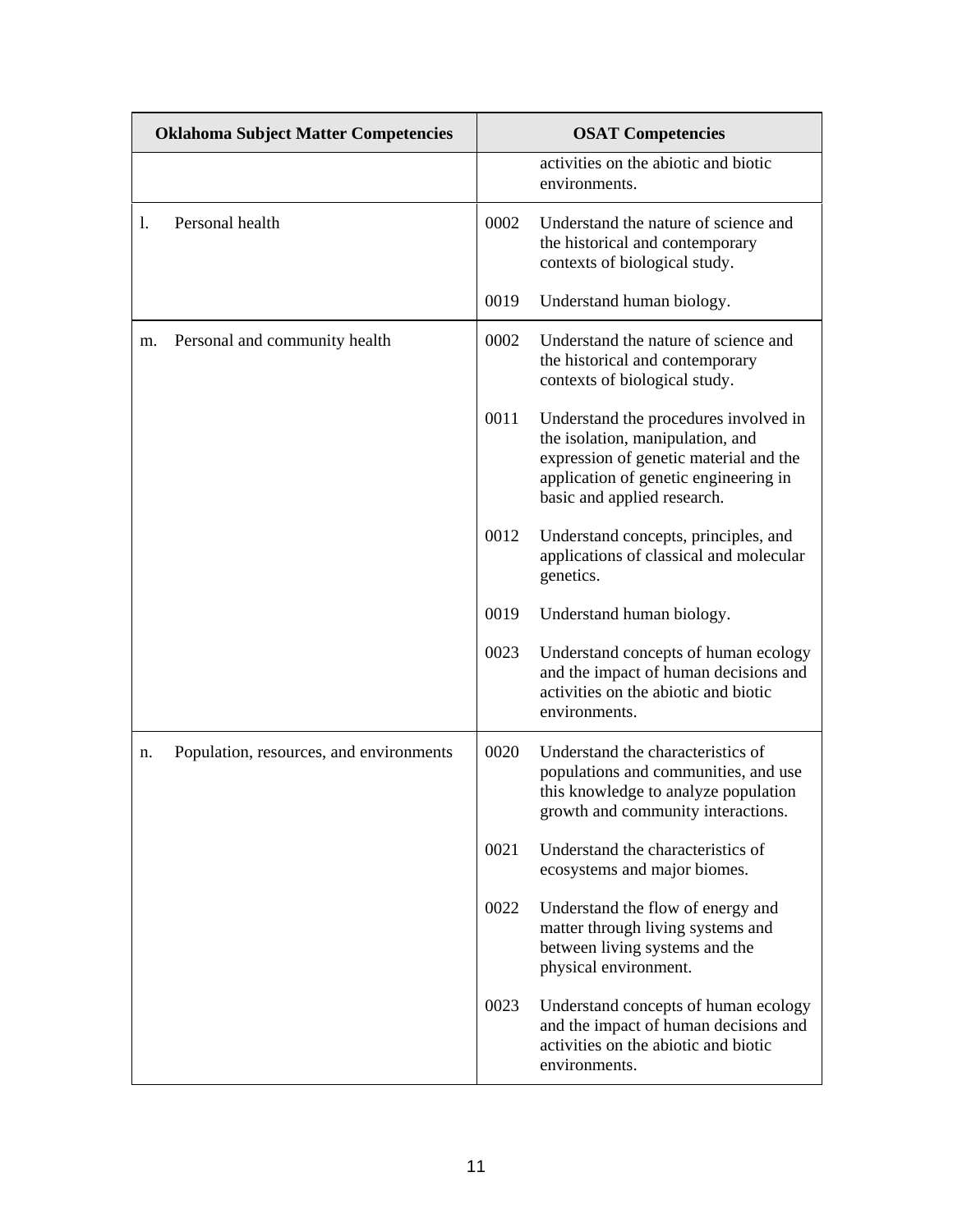| Oklahoma Subject Matter Competencies | OSAT Competencies |
| --- | --- |
| | activities on the abiotic and biotic environments. |
| l. Personal health | 0002 Understand the nature of science and the historical and contemporary contexts of biological study.<br><br>0019 Understand human biology. |
| m. Personal and community health | 0002 Understand the nature of science and the historical and contemporary contexts of biological study.<br><br>0011 Understand the procedures involved in the isolation, manipulation, and expression of genetic material and the application of genetic engineering in basic and applied research.<br><br>0012 Understand concepts, principles, and applications of classical and molecular genetics.<br><br>0019 Understand human biology.<br><br>0023 Understand concepts of human ecology and the impact of human decisions and activities on the abiotic and biotic environments. |
| n. Population, resources, and environments | 0020 Understand the characteristics of populations and communities, and use this knowledge to analyze population growth and community interactions.<br><br>0021 Understand the characteristics of ecosystems and major biomes.<br><br>0022 Understand the flow of energy and matter through living systems and between living systems and the physical environment.<br><br>0023 Understand concepts of human ecology and the impact of human decisions and activities on the abiotic and biotic environments. |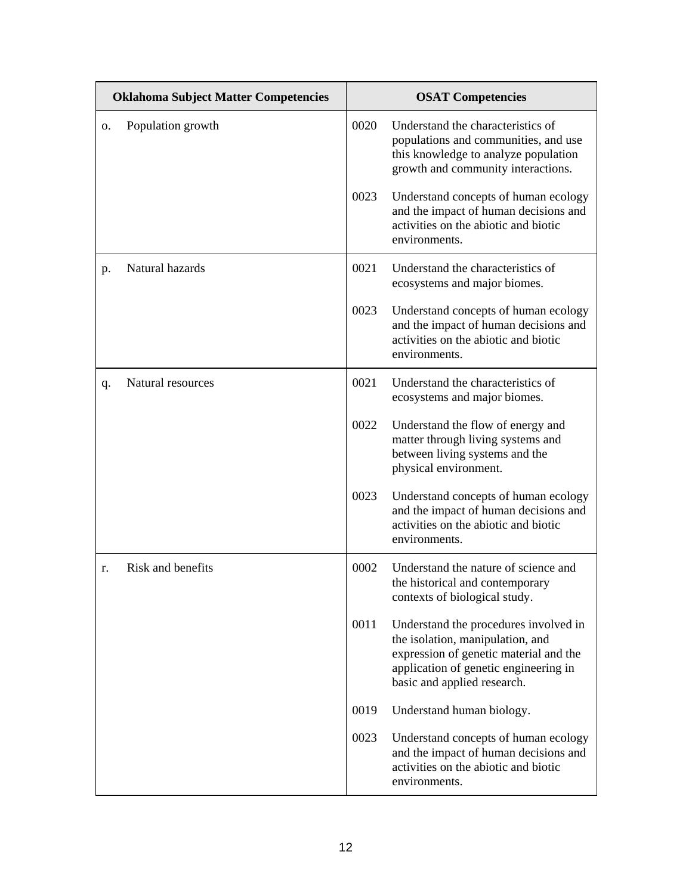| Oklahoma Subject Matter Competencies | OSAT Competencies |
|---|---|
| o. Population growth | 0020 Understand the characteristics of populations and communities, and use this knowledge to analyze population growth and community interactions.<br><br>0023 Understand concepts of human ecology and the impact of human decisions and activities on the abiotic and biotic environments. |
| p. Natural hazards | 0021 Understand the characteristics of ecosystems and major biomes.<br><br>0023 Understand concepts of human ecology and the impact of human decisions and activities on the abiotic and biotic environments. |
| q. Natural resources | 0021 Understand the characteristics of ecosystems and major biomes.<br><br>0022 Understand the flow of energy and matter through living systems and between living systems and the physical environment.<br><br>0023 Understand concepts of human ecology and the impact of human decisions and activities on the abiotic and biotic environments. |
| r. Risk and benefits | 0002 Understand the nature of science and the historical and contemporary contexts of biological study.<br><br>0011 Understand the procedures involved in the isolation, manipulation, and expression of genetic material and the application of genetic engineering in basic and applied research.<br><br>0019 Understand human biology.<br><br>0023 Understand concepts of human ecology and the impact of human decisions and activities on the abiotic and biotic environments. |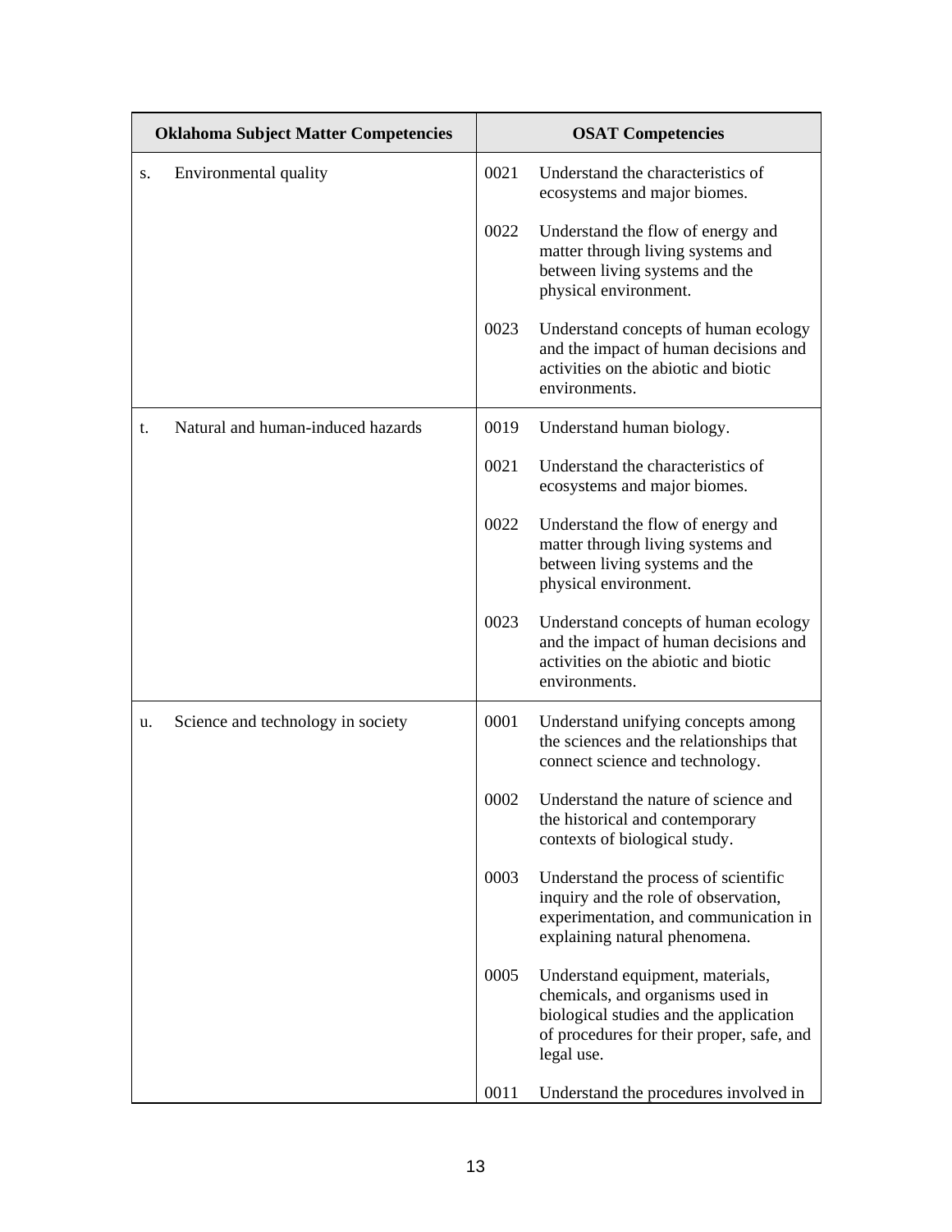| Oklahoma Subject Matter Competencies | OSAT Competencies |
|---|---|
| s. Environmental quality | 0021 Understand the characteristics of ecosystems and major biomes.<br><br>0022 Understand the flow of energy and matter through living systems and between living systems and the physical environment.<br><br>0023 Understand concepts of human ecology and the impact of human decisions and activities on the abiotic and biotic environments. |
| t. Natural and human-induced hazards | 0019 Understand human biology.<br><br>0021 Understand the characteristics of ecosystems and major biomes.<br><br>0022 Understand the flow of energy and matter through living systems and between living systems and the physical environment.<br><br>0023 Understand concepts of human ecology and the impact of human decisions and activities on the abiotic and biotic environments. |
| u. Science and technology in society | 0001 Understand unifying concepts among the sciences and the relationships that connect science and technology.<br><br>0002 Understand the nature of science and the historical and contemporary contexts of biological study.<br><br>0003 Understand the process of scientific inquiry and the role of observation, experimentation, and communication in explaining natural phenomena.<br><br>0005 Understand equipment, materials, chemicals, and organisms used in biological studies and the application of procedures for their proper, safe, and legal use.<br><br>0011 Understand the procedures involved in |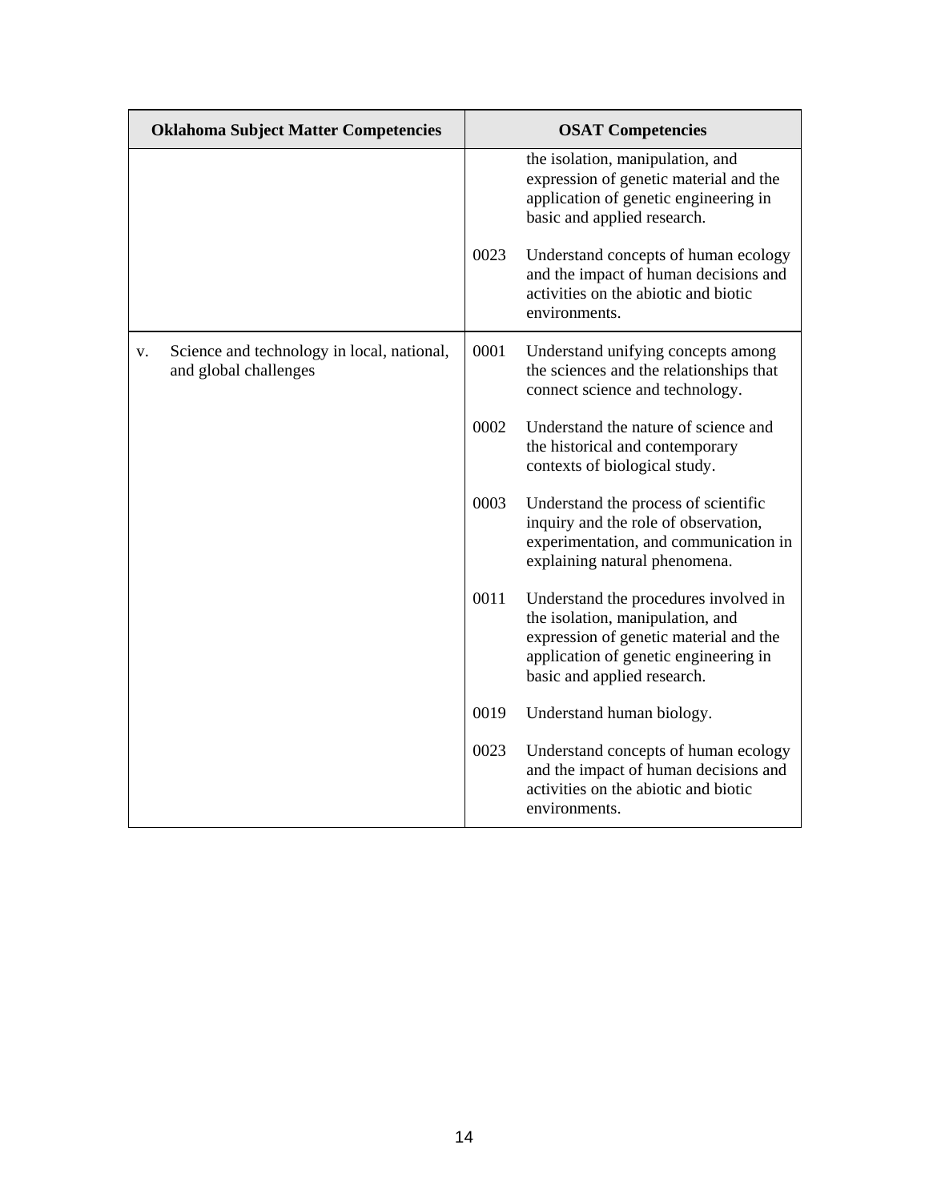| Oklahoma Subject Matter Competencies | OSAT Competencies |
|---|---|
| | the isolation, manipulation, and expression of genetic material and the application of genetic engineering in basic and applied research.<br><br>0023 Understand concepts of human ecology and the impact of human decisions and activities on the abiotic and biotic environments. |
| v. Science and technology in local, national, and global challenges | 0001 Understand unifying concepts among the sciences and the relationships that connect science and technology.<br><br>0002 Understand the nature of science and the historical and contemporary contexts of biological study.<br><br>0003 Understand the process of scientific inquiry and the role of observation, experimentation, and communication in explaining natural phenomena.<br><br>0011 Understand the procedures involved in the isolation, manipulation, and expression of genetic material and the application of genetic engineering in basic and applied research.<br><br>0019 Understand human biology.<br><br>0023 Understand concepts of human ecology and the impact of human decisions and activities on the abiotic and biotic environments. |